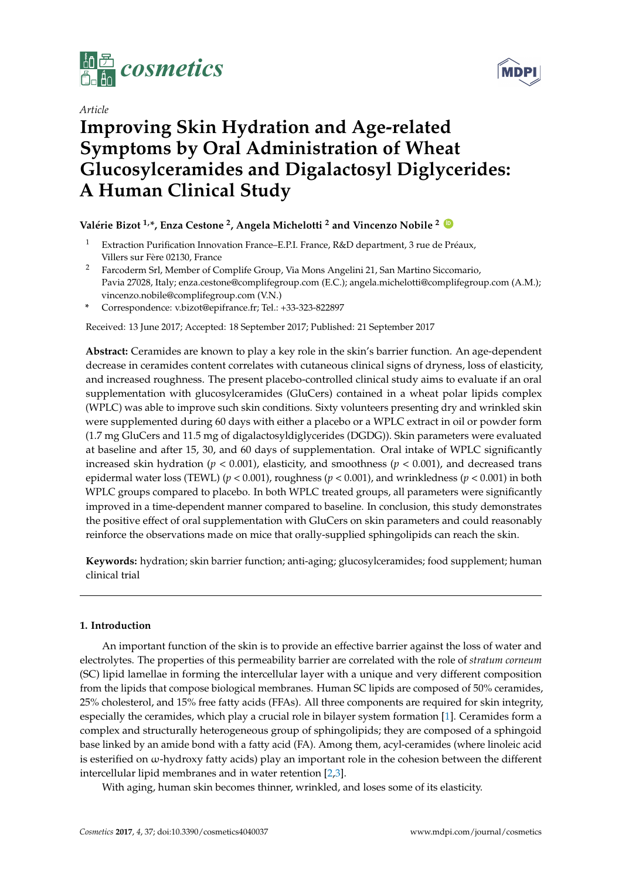*Article*

# Improving Skin Hydration and Age-related Symptoms by Oral Administration of Wheat Glucosylceramides and Digalactosyl Diglycerides: A Human Clinical Study

**Valérie Bizot [1,*], Enza Cestone [2], Angela Michelotti [2] and Vincenzo Nobile [2]**

1 Extraction Purification Innovation France–E.P.I. France, R&D department, 3 rue de Préaux, Villers sur Fère 02130, France

2 Farcoderm Srl, Member of Complife Group, Via Mons Angelini 21, San Martino Siccomario, Pavia 27028, Italy; enza.cestone@complifegroup.com (E.C.); angela.michelotti@complifegroup.com (A.M.); vincenzo.nobile@complifegroup.com (V.N.)

\* Correspondence: v.bizot@epifrance.fr; Tel.: +33-323-822897

Received: 13 June 2017; Accepted: 18 September 2017; Published: 21 September 2017

**Abstract:** Ceramides are known to play a key role in the skin's barrier function. An age-dependent decrease in ceramides content correlates with cutaneous clinical signs of dryness, loss of elasticity, and increased roughness. The present placebo-controlled clinical study aims to evaluate if an oral supplementation with glucosylceramides (GluCers) contained in a wheat polar lipids complex (WPLC) was able to improve such skin conditions. Sixty volunteers presenting dry and wrinkled skin were supplemented during 60 days with either a placebo or a WPLC extract in oil or powder form (1.7 mg GluCers and 11.5 mg of digalactosyldiglycerides (DGDG)). Skin parameters were evaluated at baseline and after 15, 30, and 60 days of supplementation. Oral intake of WPLC significantly increased skin hydration ($p < 0.001$), elasticity, and smoothness ($p < 0.001$), and decreased trans epidermal water loss (TEWL) ($p < 0.001$), roughness ($p < 0.001$), and wrinkledness ($p < 0.001$) in both WPLC groups compared to placebo. In both WPLC treated groups, all parameters were significantly improved in a time-dependent manner compared to baseline. In conclusion, this study demonstrates the positive effect of oral supplementation with GluCers on skin parameters and could reasonably reinforce the observations made on mice that orally-supplied sphingolipids can reach the skin.

**Keywords:** hydration; skin barrier function; anti-aging; glucosylceramides; food supplement; human clinical trial

## 1. Introduction

An important function of the skin is to provide an effective barrier against the loss of water and electrolytes. The properties of this permeability barrier are correlated with the role of *stratum corneum* (SC) lipid lamellae in forming the intercellular layer with a unique and very different composition from the lipids that compose biological membranes. Human SC lipids are composed of 50% ceramides, 25% cholesterol, and 15% free fatty acids (FFAs). All three components are required for skin integrity, especially the ceramides, which play a crucial role in bilayer system formation [1]. Ceramides form a complex and structurally heterogeneous group of sphingolipids; they are composed of a sphingoid base linked by an amide bond with a fatty acid (FA). Among them, acyl-ceramides (where linoleic acid is esterified on ω-hydroxy fatty acids) play an important role in the cohesion between the different intercellular lipid membranes and in water retention [2,3].

With aging, human skin becomes thinner, wrinkled, and loses some of its elasticity.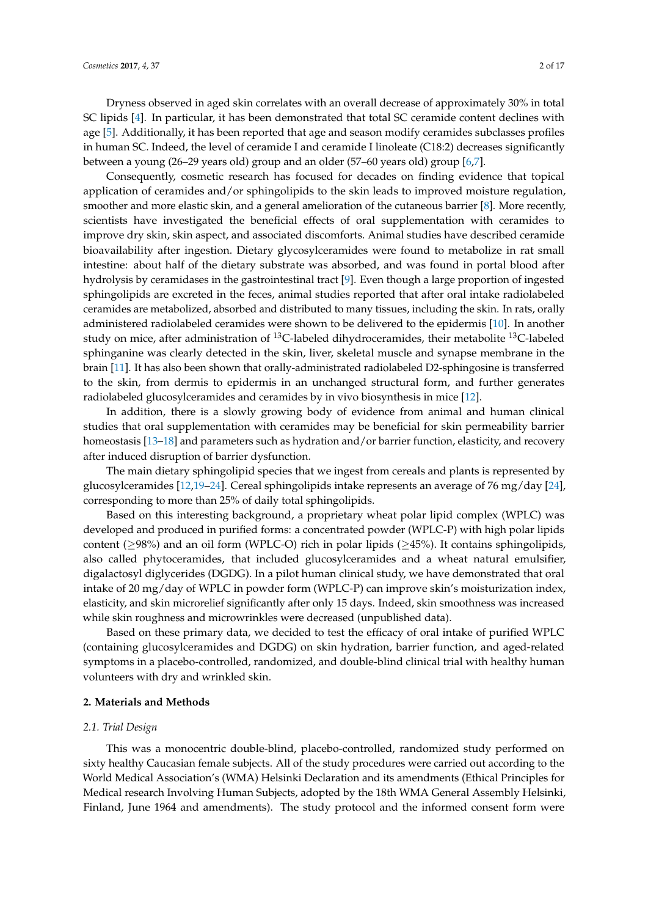Dryness observed in aged skin correlates with an overall decrease of approximately 30% in total SC lipids [4]. In particular, it has been demonstrated that total SC ceramide content declines with age [5]. Additionally, it has been reported that age and season modify ceramides subclasses profiles in human SC. Indeed, the level of ceramide I and ceramide I linoleate (C18:2) decreases significantly between a young (26–29 years old) group and an older (57–60 years old) group [6,7].

Consequently, cosmetic research has focused for decades on finding evidence that topical application of ceramides and/or sphingolipids to the skin leads to improved moisture regulation, smoother and more elastic skin, and a general amelioration of the cutaneous barrier [8]. More recently, scientists have investigated the beneficial effects of oral supplementation with ceramides to improve dry skin, skin aspect, and associated discomforts. Animal studies have described ceramide bioavailability after ingestion. Dietary glycosylceramides were found to metabolize in rat small intestine: about half of the dietary substrate was absorbed, and was found in portal blood after hydrolysis by ceramidases in the gastrointestinal tract [9]. Even though a large proportion of ingested sphingolipids are excreted in the feces, animal studies reported that after oral intake radiolabeled ceramides are metabolized, absorbed and distributed to many tissues, including the skin. In rats, orally administered radiolabeled ceramides were shown to be delivered to the epidermis [10]. In another study on mice, after administration of $^{13}$C-labeled dihydroceramides, their metabolite $^{13}$C-labeled sphinganine was clearly detected in the skin, liver, skeletal muscle and synapse membrane in the brain [11]. It has also been shown that orally-administrated radiolabeled D2-sphingosine is transferred to the skin, from dermis to epidermis in an unchanged structural form, and further generates radiolabeled glucosylceramides and ceramides by in vivo biosynthesis in mice [12].

In addition, there is a slowly growing body of evidence from animal and human clinical studies that oral supplementation with ceramides may be beneficial for skin permeability barrier homeostasis [13–18] and parameters such as hydration and/or barrier function, elasticity, and recovery after induced disruption of barrier dysfunction.

The main dietary sphingolipid species that we ingest from cereals and plants is represented by glucosylceramides [12,19–24]. Cereal sphingolipids intake represents an average of 76 mg/day [24], corresponding to more than 25% of daily total sphingolipids.

Based on this interesting background, a proprietary wheat polar lipid complex (WPLC) was developed and produced in purified forms: a concentrated powder (WPLC-P) with high polar lipids content ($\geq$98%) and an oil form (WPLC-O) rich in polar lipids ($\geq$45%). It contains sphingolipids, also called phytoceramides, that included glucosylceramides and a wheat natural emulsifier, digalactosyl diglycerides (DGDG). In a pilot human clinical study, we have demonstrated that oral intake of 20 mg/day of WPLC in powder form (WPLC-P) can improve skin's moisturization index, elasticity, and skin microrelief significantly after only 15 days. Indeed, skin smoothness was increased while skin roughness and microwrinkles were decreased (unpublished data).

Based on these primary data, we decided to test the efficacy of oral intake of purified WPLC (containing glucosylceramides and DGDG) on skin hydration, barrier function, and aged-related symptoms in a placebo-controlled, randomized, and double-blind clinical trial with healthy human volunteers with dry and wrinkled skin.

## 2. Materials and Methods

### *2.1. Trial Design*

This was a monocentric double-blind, placebo-controlled, randomized study performed on sixty healthy Caucasian female subjects. All of the study procedures were carried out according to the World Medical Association's (WMA) Helsinki Declaration and its amendments (Ethical Principles for Medical research Involving Human Subjects, adopted by the 18th WMA General Assembly Helsinki, Finland, June 1964 and amendments). The study protocol and the informed consent form were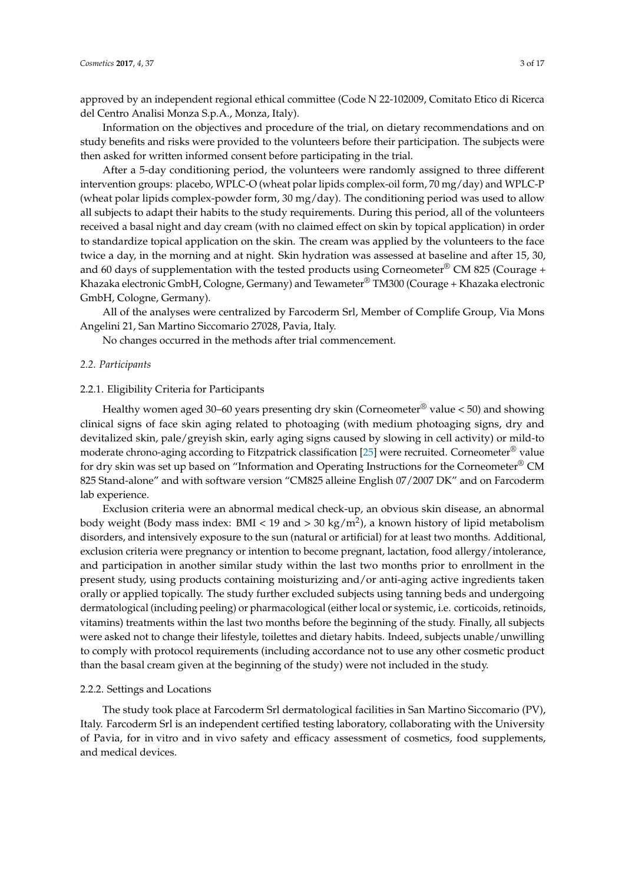approved by an independent regional ethical committee (Code N 22-102009, Comitato Etico di Ricerca del Centro Analisi Monza S.p.A., Monza, Italy).

Information on the objectives and procedure of the trial, on dietary recommendations and on study benefits and risks were provided to the volunteers before their participation. The subjects were then asked for written informed consent before participating in the trial.

After a 5-day conditioning period, the volunteers were randomly assigned to three different intervention groups: placebo, WPLC-O (wheat polar lipids complex-oil form, 70 mg/day) and WPLC-P (wheat polar lipids complex-powder form, 30 mg/day). The conditioning period was used to allow all subjects to adapt their habits to the study requirements. During this period, all of the volunteers received a basal night and day cream (with no claimed effect on skin by topical application) in order to standardize topical application on the skin. The cream was applied by the volunteers to the face twice a day, in the morning and at night. Skin hydration was assessed at baseline and after 15, 30, and 60 days of supplementation with the tested products using Corneometer® CM 825 (Courage + Khazaka electronic GmbH, Cologne, Germany) and Tewameter® TM300 (Courage + Khazaka electronic GmbH, Cologne, Germany).

All of the analyses were centralized by Farcoderm Srl, Member of Complife Group, Via Mons Angelini 21, San Martino Siccomario 27028, Pavia, Italy.

No changes occurred in the methods after trial commencement.

## 2.2. Participants

### 2.2.1. Eligibility Criteria for Participants

Healthy women aged 30–60 years presenting dry skin (Corneometer® value < 50) and showing clinical signs of face skin aging related to photoaging (with medium photoaging signs, dry and devitalized skin, pale/greyish skin, early aging signs caused by slowing in cell activity) or mild-to moderate chrono-aging according to Fitzpatrick classification [25] were recruited. Corneometer® value for dry skin was set up based on "Information and Operating Instructions for the Corneometer® CM 825 Stand-alone" and with software version "CM825 alleine English 07/2007 DK" and on Farcoderm lab experience.

Exclusion criteria were an abnormal medical check-up, an obvious skin disease, an abnormal body weight (Body mass index: BMI < 19 and > 30 $kg/m^2$), a known history of lipid metabolism disorders, and intensively exposure to the sun (natural or artificial) for at least two months. Additional, exclusion criteria were pregnancy or intention to become pregnant, lactation, food allergy/intolerance, and participation in another similar study within the last two months prior to enrollment in the present study, using products containing moisturizing and/or anti-aging active ingredients taken orally or applied topically. The study further excluded subjects using tanning beds and undergoing dermatological (including peeling) or pharmacological (either local or systemic, i.e. corticoids, retinoids, vitamins) treatments within the last two months before the beginning of the study. Finally, all subjects were asked not to change their lifestyle, toilettes and dietary habits. Indeed, subjects unable/unwilling to comply with protocol requirements (including accordance not to use any other cosmetic product than the basal cream given at the beginning of the study) were not included in the study.

### 2.2.2. Settings and Locations

The study took place at Farcoderm Srl dermatological facilities in San Martino Siccomario (PV), Italy. Farcoderm Srl is an independent certified testing laboratory, collaborating with the University of Pavia, for in vitro and in vivo safety and efficacy assessment of cosmetics, food supplements, and medical devices.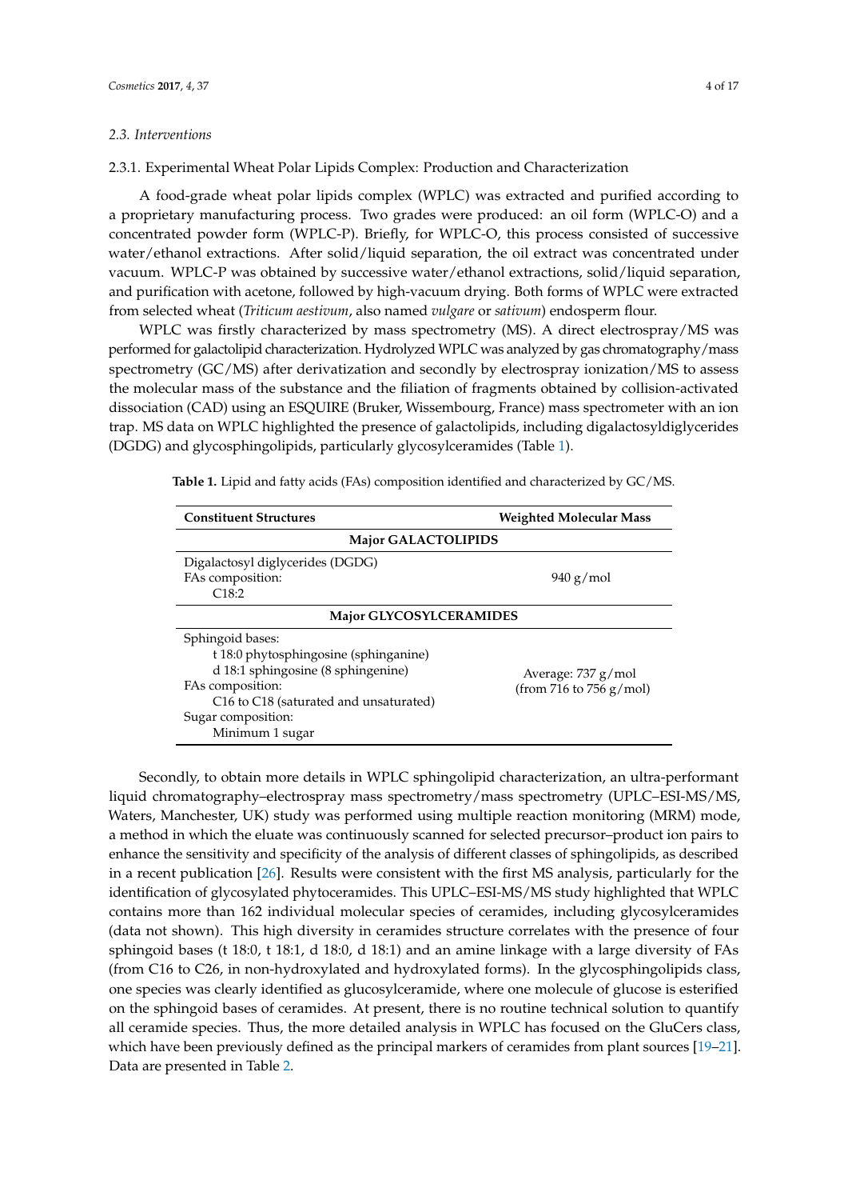### 2.3. Interventions

#### 2.3.1. Experimental Wheat Polar Lipids Complex: Production and Characterization

A food-grade wheat polar lipids complex (WPLC) was extracted and purified according to a proprietary manufacturing process. Two grades were produced: an oil form (WPLC-O) and a concentrated powder form (WPLC-P). Briefly, for WPLC-O, this process consisted of successive water/ethanol extractions. After solid/liquid separation, the oil extract was concentrated under vacuum. WPLC-P was obtained by successive water/ethanol extractions, solid/liquid separation, and purification with acetone, followed by high-vacuum drying. Both forms of WPLC were extracted from selected wheat (*Triticum aestivum*, also named *vulgare* or *sativum*) endosperm flour.

WPLC was firstly characterized by mass spectrometry (MS). A direct electrospray/MS was performed for galactolipid characterization. Hydrolyzed WPLC was analyzed by gas chromatography/mass spectrometry (GC/MS) after derivatization and secondly by electrospray ionization/MS to assess the molecular mass of the substance and the filiation of fragments obtained by collision-activated dissociation (CAD) using an ESQUIRE (Bruker, Wissembourg, France) mass spectrometer with an ion trap. MS data on WPLC highlighted the presence of galactolipids, including digalactosyldiglycerides (DGDG) and glycosphingolipids, particularly glycosylceramides (Table 1).

**Table 1.** Lipid and fatty acids (FAs) composition identified and characterized by GC/MS.

| Constituent Structures | Weighted Molecular Mass |
|---|---|
| **Major GALACTOLIPIDS** | |
| Digalactosyl diglycerides (DGDG)<br>FAs composition:<br>C18:2 | 940 g/mol |
| **Major GLYCOSYLCERAMIDES** | |
| Sphingoid bases:<br>t 18:0 phytosphingosine (sphinganine)<br>d 18:1 sphingosine (8 sphingenine)<br>FAs composition:<br>C16 to C18 (saturated and unsaturated)<br>Sugar composition:<br>Minimum 1 sugar | Average: 737 g/mol<br>(from 716 to 756 g/mol) |

Secondly, to obtain more details in WPLC sphingolipid characterization, an ultra-performant liquid chromatography–electrospray mass spectrometry/mass spectrometry (UPLC–ESI-MS/MS, Waters, Manchester, UK) study was performed using multiple reaction monitoring (MRM) mode, a method in which the eluate was continuously scanned for selected precursor–product ion pairs to enhance the sensitivity and specificity of the analysis of different classes of sphingolipids, as described in a recent publication [26]. Results were consistent with the first MS analysis, particularly for the identification of glycosylated phytoceramides. This UPLC–ESI-MS/MS study highlighted that WPLC contains more than 162 individual molecular species of ceramides, including glycosylceramides (data not shown). This high diversity in ceramides structure correlates with the presence of four sphingoid bases (t 18:0, t 18:1, d 18:0, d 18:1) and an amine linkage with a large diversity of FAs (from C16 to C26, in non-hydroxylated and hydroxylated forms). In the glycosphingolipids class, one species was clearly identified as glucosylceramide, where one molecule of glucose is esterified on the sphingoid bases of ceramides. At present, there is no routine technical solution to quantify all ceramide species. Thus, the more detailed analysis in WPLC has focused on the GluCers class, which have been previously defined as the principal markers of ceramides from plant sources [19–21]. Data are presented in Table 2.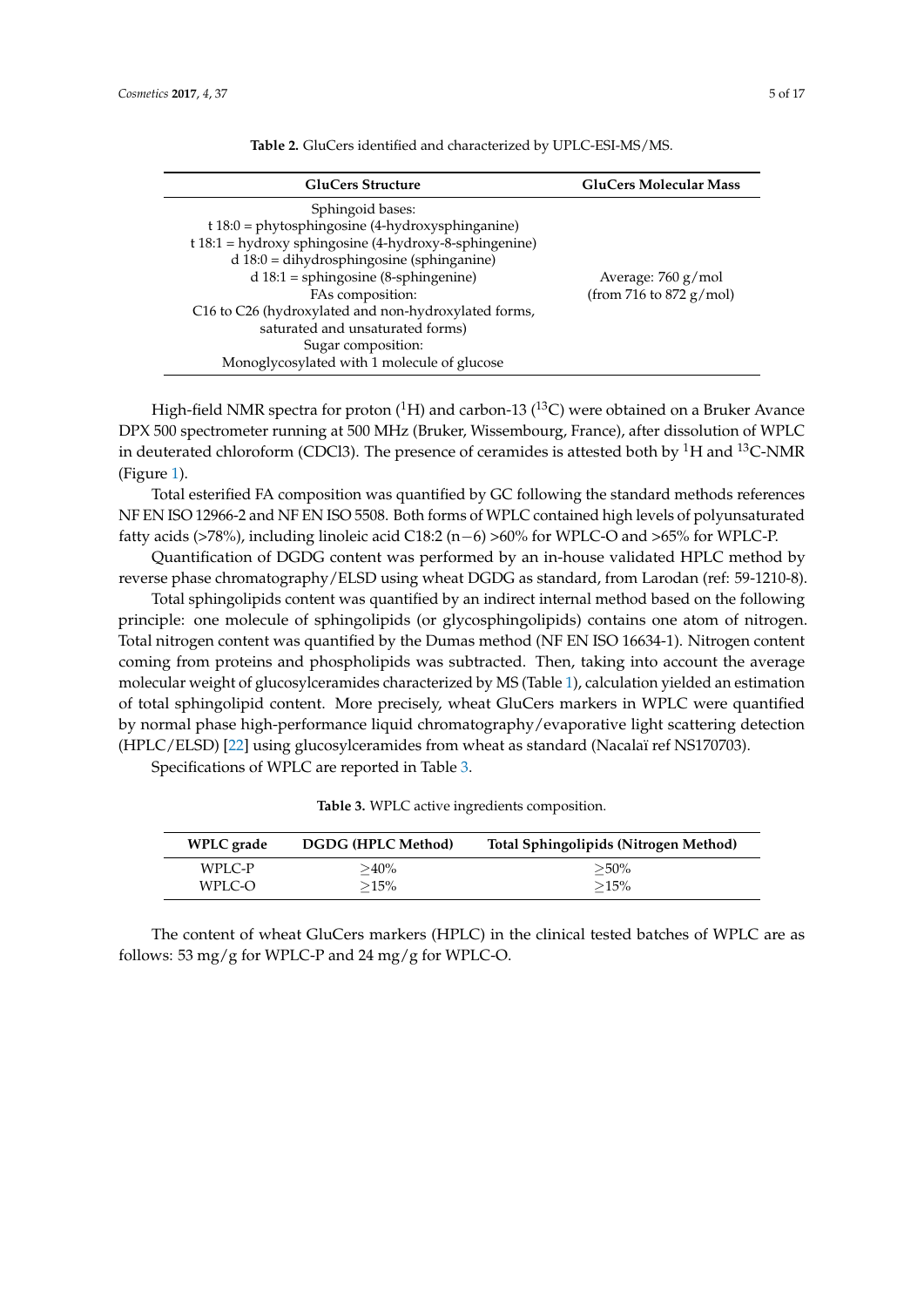**Table 2.** GluCers identified and characterized by UPLC-ESI-MS/MS.

| GluCers Structure | GluCers Molecular Mass |
|---|---|
| Sphingoid bases:<br>t 18:0 = phytosphingosine (4-hydroxysphinganine)<br>t 18:1 = hydroxy sphingosine (4-hydroxy-8-sphingenine)<br>d 18:0 = dihydrosphingosine (sphinganine)<br>d 18:1 = sphingosine (8-sphingenine)<br>FAs composition:<br>C16 to C26 (hydroxylated and non-hydroxylated forms, saturated and unsaturated forms)<br>Sugar composition:<br>Monoglycosylated with 1 molecule of glucose | Average: 760 g/mol<br>(from 716 to 872 g/mol) |

High-field NMR spectra for proton ($^{1}$H) and carbon-13 ($^{13}$C) were obtained on a Bruker Avance DPX 500 spectrometer running at 500 MHz (Bruker, Wissembourg, France), after dissolution of WPLC in deuterated chloroform ($CDCl_3$). The presence of ceramides is attested both by $^{1}$H and $^{13}$C-NMR (Figure 1).

Total esterified FA composition was quantified by GC following the standard methods references NF EN ISO 12966-2 and NF EN ISO 5508. Both forms of WPLC contained high levels of polyunsaturated fatty acids (>78%), including linoleic acid C18:2 (n−6) >60% for WPLC-O and >65% for WPLC-P.

Quantification of DGDG content was performed by an in-house validated HPLC method by reverse phase chromatography/ELSD using wheat DGDG as standard, from Larodan (ref: 59-1210-8).

Total sphingolipids content was quantified by an indirect internal method based on the following principle: one molecule of sphingolipids (or glycosphingolipids) contains one atom of nitrogen. Total nitrogen content was quantified by the Dumas method (NF EN ISO 16634-1). Nitrogen content coming from proteins and phospholipids was subtracted. Then, taking into account the average molecular weight of glucosylceramides characterized by MS (Table 1), calculation yielded an estimation of total sphingolipid content. More precisely, wheat GluCers markers in WPLC were quantified by normal phase high-performance liquid chromatography/evaporative light scattering detection (HPLC/ELSD) [22] using glucosylceramides from wheat as standard (Nacalaï ref NS170703).

Specifications of WPLC are reported in Table 3.

**Table 3.** WPLC active ingredients composition.

| WPLC grade | DGDG (HPLC Method) | Total Sphingolipids (Nitrogen Method) |
|---|---|---|
| WPLC-P | ≥40% | ≥50% |
| WPLC-O | ≥15% | ≥15% |

The content of wheat GluCers markers (HPLC) in the clinical tested batches of WPLC are as follows: 53 mg/g for WPLC-P and 24 mg/g for WPLC-O.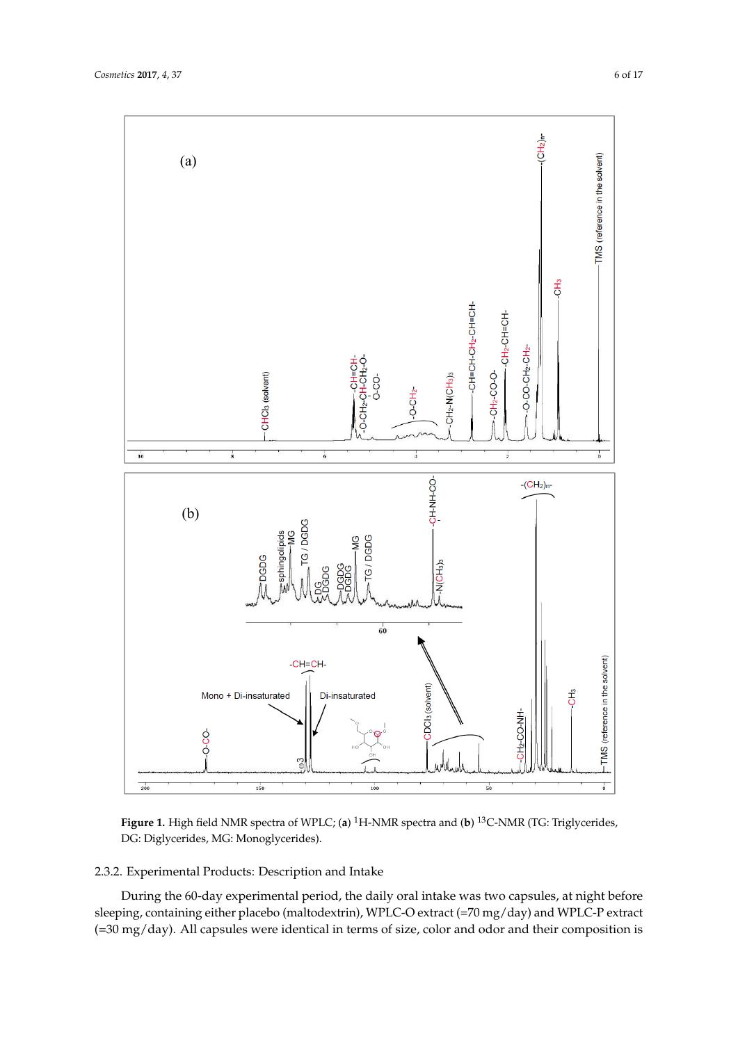**Figure 1.** High field NMR spectra of WPLC; (**a**) $^{1}$H-NMR spectra and (**b**) $^{13}$C-NMR (TG: Triglycerides, DG: Diglycerides, MG: Monoglycerides).

### 2.3.2. Experimental Products: Description and Intake

During the 60-day experimental period, the daily oral intake was two capsules, at night before sleeping, containing either placebo (maltodextrin), WPLC-O extract (=70 mg/day) and WPLC-P extract (=30 mg/day). All capsules were identical in terms of size, color and odor and their composition is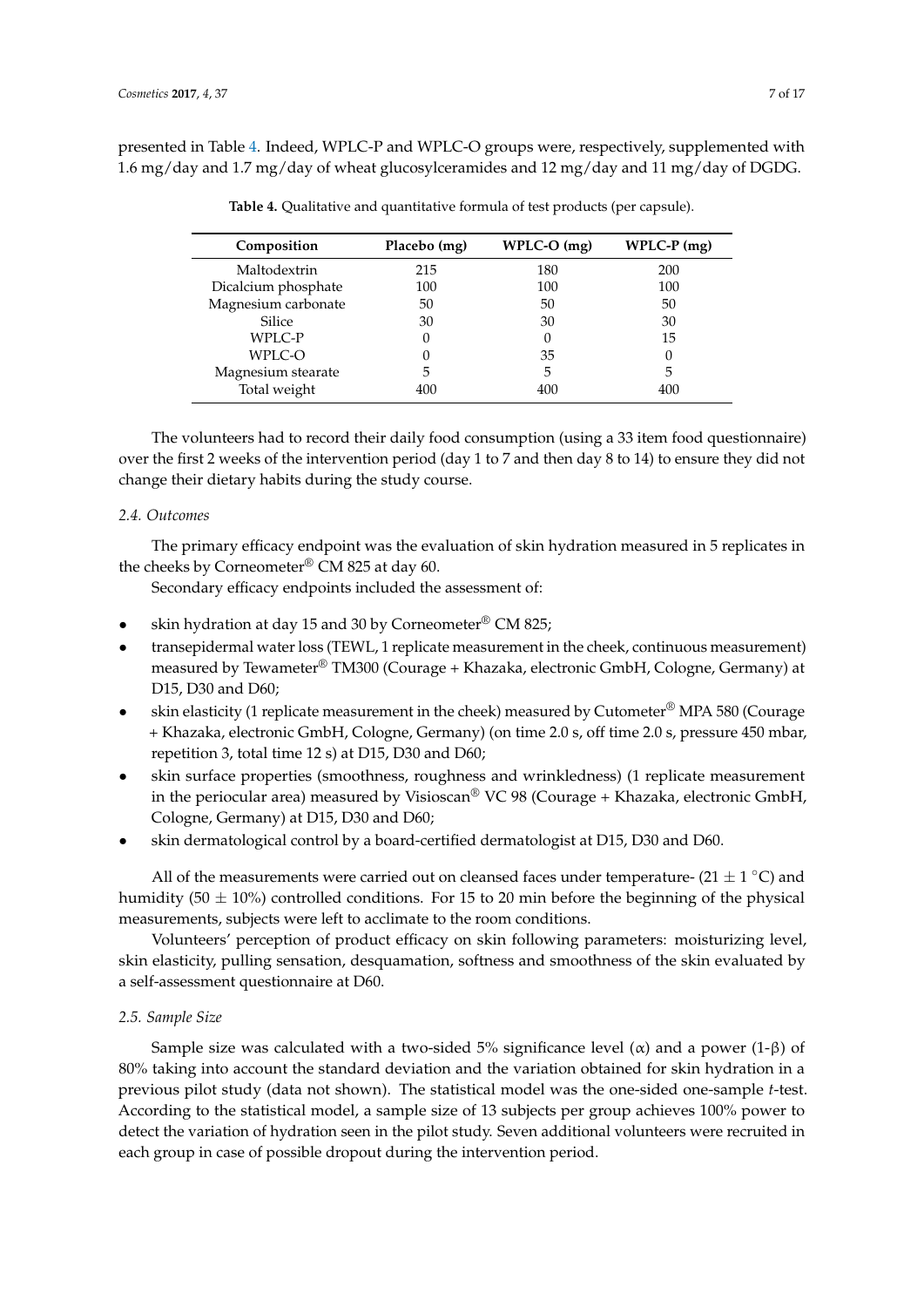presented in Table 4. Indeed, WPLC-P and WPLC-O groups were, respectively, supplemented with 1.6 mg/day and 1.7 mg/day of wheat glucosylceramides and 12 mg/day and 11 mg/day of DGDG.

**Table 4.** Qualitative and quantitative formula of test products (per capsule).

| Composition | Placebo (mg) | WPLC-O (mg) | WPLC-P (mg) |
|---|---|---|---|
| Maltodextrin | 215 | 180 | 200 |
| Dicalcium phosphate | 100 | 100 | 100 |
| Magnesium carbonate | 50 | 50 | 50 |
| Silice | 30 | 30 | 30 |
| WPLC-P | 0 | 0 | 15 |
| WPLC-O | 0 | 35 | 0 |
| Magnesium stearate | 5 | 5 | 5 |
| Total weight | 400 | 400 | 400 |

The volunteers had to record their daily food consumption (using a 33 item food questionnaire) over the first 2 weeks of the intervention period (day 1 to 7 and then day 8 to 14) to ensure they did not change their dietary habits during the study course.

### *2.4. Outcomes*

The primary efficacy endpoint was the evaluation of skin hydration measured in 5 replicates in the cheeks by Corneometer® CM 825 at day 60.

Secondary efficacy endpoints included the assessment of:

- skin hydration at day 15 and 30 by Corneometer® CM 825;
- transepidermal water loss (TEWL, 1 replicate measurement in the cheek, continuous measurement) measured by Tewameter® TM300 (Courage + Khazaka, electronic GmbH, Cologne, Germany) at D15, D30 and D60;
- skin elasticity (1 replicate measurement in the cheek) measured by Cutometer® MPA 580 (Courage + Khazaka, electronic GmbH, Cologne, Germany) (on time 2.0 s, off time 2.0 s, pressure 450 mbar, repetition 3, total time 12 s) at D15, D30 and D60;
- skin surface properties (smoothness, roughness and wrinkledness) (1 replicate measurement in the periocular area) measured by Visioscan® VC 98 (Courage + Khazaka, electronic GmbH, Cologne, Germany) at D15, D30 and D60;
- skin dermatological control by a board-certified dermatologist at D15, D30 and D60.

All of the measurements were carried out on cleansed faces under temperature- (21 ± 1 °C) and humidity (50 ± 10%) controlled conditions. For 15 to 20 min before the beginning of the physical measurements, subjects were left to acclimate to the room conditions.

Volunteers' perception of product efficacy on skin following parameters: moisturizing level, skin elasticity, pulling sensation, desquamation, softness and smoothness of the skin evaluated by a self-assessment questionnaire at D60.

### *2.5. Sample Size*

Sample size was calculated with a two-sided 5% significance level ($\alpha$) and a power (1-$\beta$) of 80% taking into account the standard deviation and the variation obtained for skin hydration in a previous pilot study (data not shown). The statistical model was the one-sided one-sample *t*-test. According to the statistical model, a sample size of 13 subjects per group achieves 100% power to detect the variation of hydration seen in the pilot study. Seven additional volunteers were recruited in each group in case of possible dropout during the intervention period.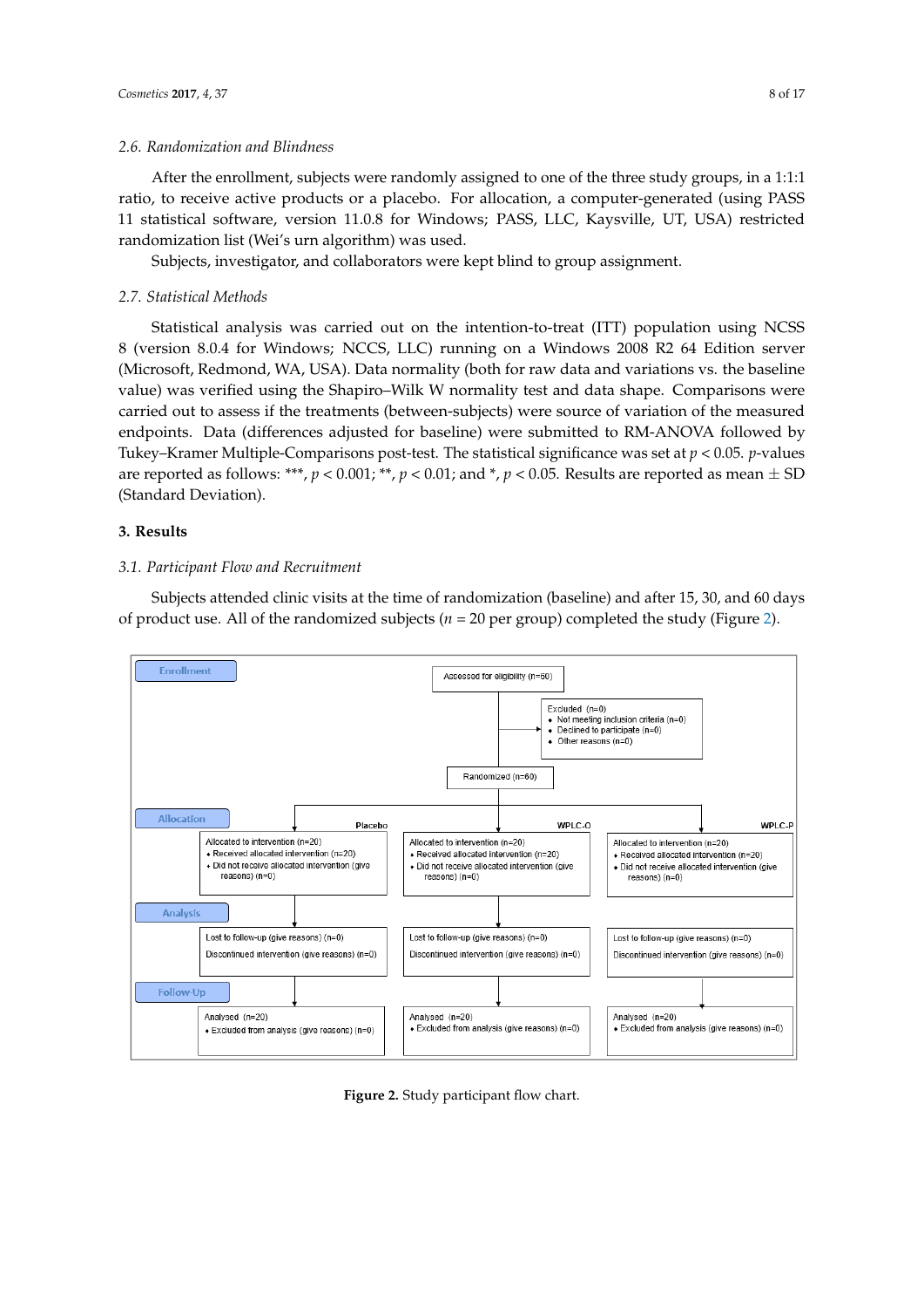### 2.6. Randomization and Blindness

After the enrollment, subjects were randomly assigned to one of the three study groups, in a 1:1:1 ratio, to receive active products or a placebo. For allocation, a computer-generated (using PASS 11 statistical software, version 11.0.8 for Windows; PASS, LLC, Kaysville, UT, USA) restricted randomization list (Wei's urn algorithm) was used.

Subjects, investigator, and collaborators were kept blind to group assignment.

### 2.7. Statistical Methods

Statistical analysis was carried out on the intention-to-treat (ITT) population using NCSS 8 (version 8.0.4 for Windows; NCCS, LLC) running on a Windows 2008 R2 64 Edition server (Microsoft, Redmond, WA, USA). Data normality (both for raw data and variations vs. the baseline value) was verified using the Shapiro–Wilk W normality test and data shape. Comparisons were carried out to assess if the treatments (between-subjects) were source of variation of the measured endpoints. Data (differences adjusted for baseline) were submitted to RM-ANOVA followed by Tukey–Kramer Multiple-Comparisons post-test. The statistical significance was set at $p < 0.05$. $p$-values are reported as follows: ***, $p < 0.001$; **, $p < 0.01$; and *, $p < 0.05$. Results are reported as mean ± SD (Standard Deviation).

## 3. Results

### 3.1. Participant Flow and Recruitment

Subjects attended clinic visits at the time of randomization (baseline) and after 15, 30, and 60 days of product use. All of the randomized subjects ($n$ = 20 per group) completed the study (Figure 2).

**Enrollment**

Assessed for eligibility (n=60)

Excluded (n=0)
- Not meeting inclusion criteria (n=0)
- Declined to participate (n=0)
- Other reasons (n=0)

Randomized (n=60)

| | Placebo | WPLC-O | WPLC-P |
|---|---|---|---|
| **Allocation** | Allocated to intervention (n=20) • Received allocated intervention (n=20) • Did not receive allocated intervention (give reasons) (n=0) | Allocated to intervention (n=20) • Received allocated intervention (n=20) • Did not receive allocated intervention (give reasons) (n=0) | Allocated to intervention (n=20) • Received allocated intervention (n=20) • Did not receive allocated intervention (give reasons) (n=0) |
| **Analysis** | Lost to follow-up (give reasons) (n=0) Discontinued intervention (give reasons) (n=0) | Lost to follow-up (give reasons) (n=0) Discontinued intervention (give reasons) (n=0) | Lost to follow-up (give reasons) (n=0) Discontinued intervention (give reasons) (n=0) |
| **Follow-Up** | Analysed (n=20) • Excluded from analysis (give reasons) (n=0) | Analysed (n=20) • Excluded from analysis (give reasons) (n=0) | Analysed (n=20) • Excluded from analysis (give reasons) (n=0) |

**Figure 2.** Study participant flow chart.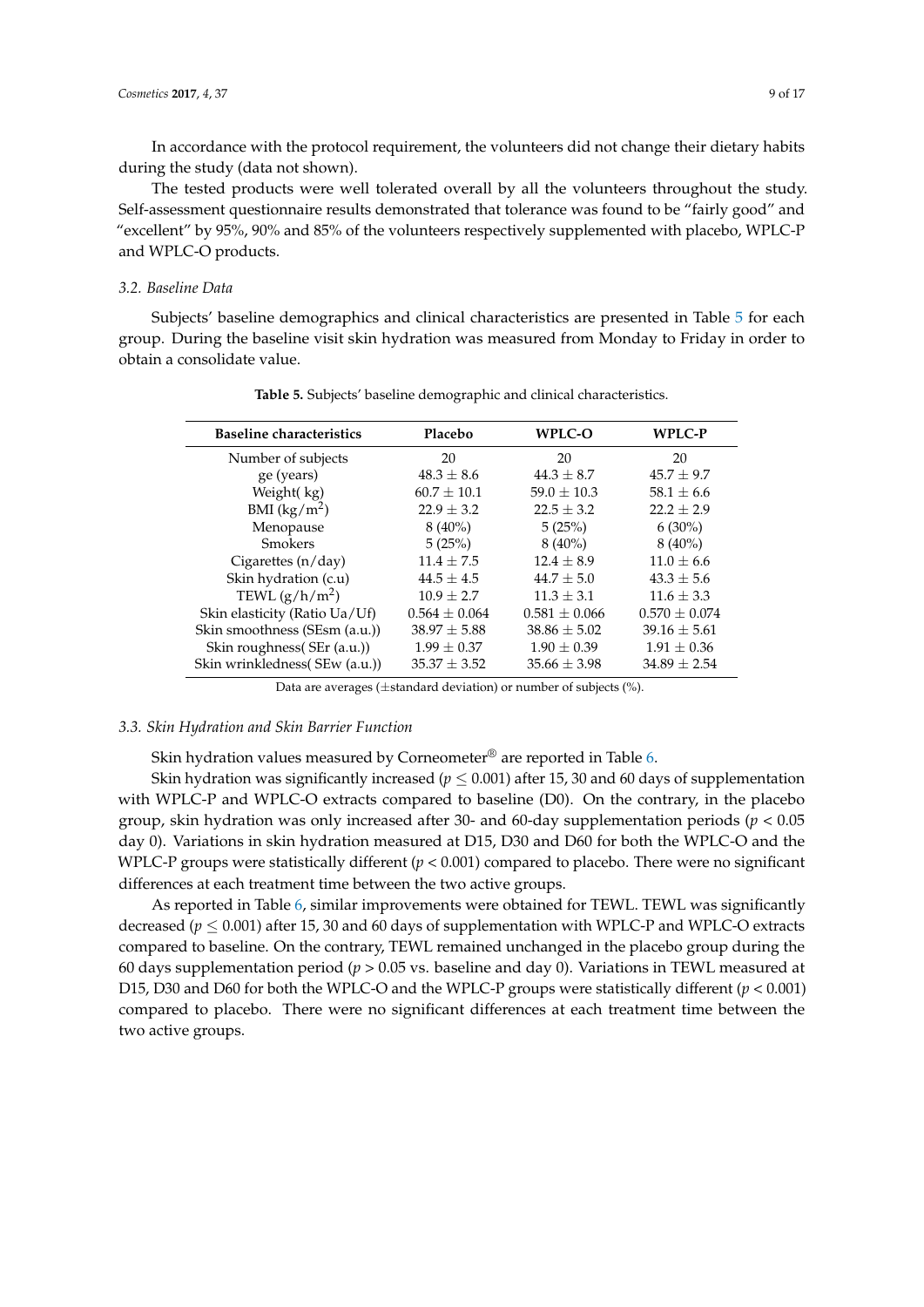In accordance with the protocol requirement, the volunteers did not change their dietary habits during the study (data not shown).

The tested products were well tolerated overall by all the volunteers throughout the study. Self-assessment questionnaire results demonstrated that tolerance was found to be "fairly good" and "excellent" by 95%, 90% and 85% of the volunteers respectively supplemented with placebo, WPLC-P and WPLC-O products.

### 3.2. Baseline Data

Subjects' baseline demographics and clinical characteristics are presented in Table 5 for each group. During the baseline visit skin hydration was measured from Monday to Friday in order to obtain a consolidate value.

**Table 5.** Subjects' baseline demographic and clinical characteristics.

| Baseline characteristics | Placebo | WPLC-O | WPLC-P |
|---|---|---|---|
| Number of subjects | 20 | 20 | 20 |
| ge (years) | 48.3 ± 8.6 | 44.3 ± 8.7 | 45.7 ± 9.7 |
| Weight( kg) | 60.7 ± 10.1 | 59.0 ± 10.3 | 58.1 ± 6.6 |
| BMI (kg/m$^2$) | 22.9 ± 3.2 | 22.5 ± 3.2 | 22.2 ± 2.9 |
| Menopause | 8 (40%) | 5 (25%) | 6 (30%) |
| Smokers | 5 (25%) | 8 (40%) | 8 (40%) |
| Cigarettes (n/day) | 11.4 ± 7.5 | 12.4 ± 8.9 | 11.0 ± 6.6 |
| Skin hydration (c.u) | 44.5 ± 4.5 | 44.7 ± 5.0 | 43.3 ± 5.6 |
| TEWL (g/h/m$^2$) | 10.9 ± 2.7 | 11.3 ± 3.1 | 11.6 ± 3.3 |
| Skin elasticity (Ratio Ua/Uf) | 0.564 ± 0.064 | 0.581 ± 0.066 | 0.570 ± 0.074 |
| Skin smoothness (SEsm (a.u.)) | 38.97 ± 5.88 | 38.86 ± 5.02 | 39.16 ± 5.61 |
| Skin roughness( SEr (a.u.)) | 1.99 ± 0.37 | 1.90 ± 0.39 | 1.91 ± 0.36 |
| Skin wrinkledness( SEw (a.u.)) | 35.37 ± 3.52 | 35.66 ± 3.98 | 34.89 ± 2.54 |

Data are averages (±standard deviation) or number of subjects (%).

### 3.3. Skin Hydration and Skin Barrier Function

Skin hydration values measured by Corneometer® are reported in Table 6.

Skin hydration was significantly increased ($p \leq 0.001$) after 15, 30 and 60 days of supplementation with WPLC-P and WPLC-O extracts compared to baseline (D0). On the contrary, in the placebo group, skin hydration was only increased after 30- and 60-day supplementation periods ($p < 0.05$ day 0). Variations in skin hydration measured at D15, D30 and D60 for both the WPLC-O and the WPLC-P groups were statistically different ($p < 0.001$) compared to placebo. There were no significant differences at each treatment time between the two active groups.

As reported in Table 6, similar improvements were obtained for TEWL. TEWL was significantly decreased ($p \leq 0.001$) after 15, 30 and 60 days of supplementation with WPLC-P and WPLC-O extracts compared to baseline. On the contrary, TEWL remained unchanged in the placebo group during the 60 days supplementation period ($p > 0.05$ vs. baseline and day 0). Variations in TEWL measured at D15, D30 and D60 for both the WPLC-O and the WPLC-P groups were statistically different ($p < 0.001$) compared to placebo. There were no significant differences at each treatment time between the two active groups.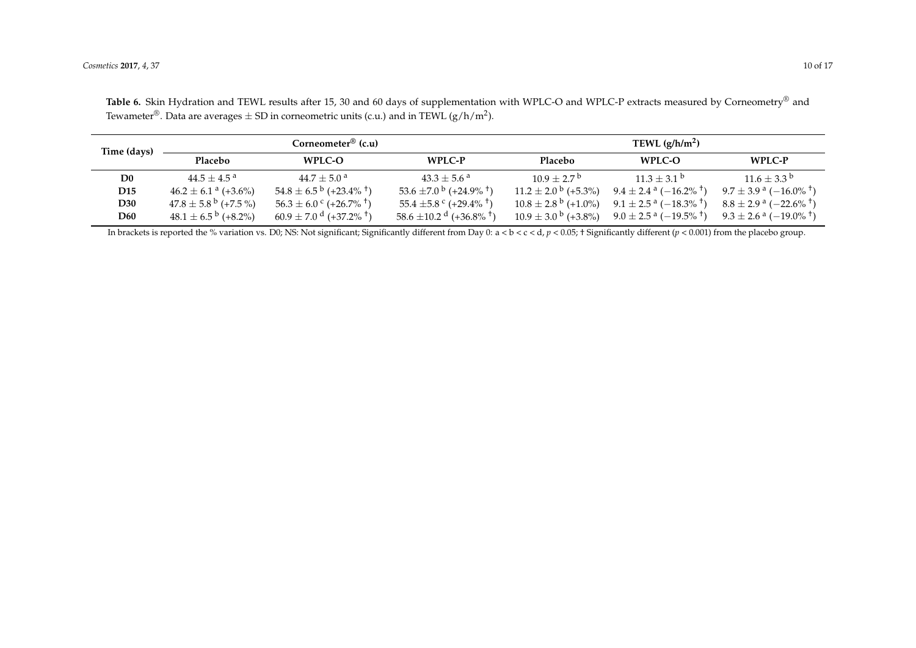**Table 6.** Skin Hydration and TEWL results after 15, 30 and 60 days of supplementation with WPLC-O and WPLC-P extracts measured by Corneometry® and Tewameter®. Data are averages ± SD in corneometric units (c.u.) and in TEWL ($g/h/m^2$).

| Time (days) | Corneometer® (c.u) | | | TEWL ($g/h/m^2$) | | |
|---|---|---|---|---|---|---|
| | Placebo | WPLC-O | WPLC-P | Placebo | WPLC-O | WPLC-P |
| **D0** | $44.5 \pm 4.5^{a}$ | $44.7 \pm 5.0^{a}$ | $43.3 \pm 5.6^{a}$ | $10.9 \pm 2.7^{b}$ | $11.3 \pm 3.1^{b}$ | $11.6 \pm 3.3^{b}$ |
| **D15** | $46.2 \pm 6.1^{a}$ (+3.6%) | $54.8 \pm 6.5^{b}$ (+23.4% †) | $53.6 \pm 7.0^{b}$ (+24.9% †) | $11.2 \pm 2.0^{b}$ (+5.3%) | $9.4 \pm 2.4^{a}$ (−16.2% †) | $9.7 \pm 3.9^{a}$ (−16.0% †) |
| **D30** | $47.8 \pm 5.8^{b}$ (+7.5 %) | $56.3 \pm 6.0^{c}$ (+26.7% †) | $55.4 \pm 5.8^{c}$ (+29.4% †) | $10.8 \pm 2.8^{b}$ (+1.0%) | $9.1 \pm 2.5^{a}$ (−18.3% †) | $8.8 \pm 2.9^{a}$ (−22.6% †) |
| **D60** | $48.1 \pm 6.5^{b}$ (+8.2%) | $60.9 \pm 7.0^{d}$ (+37.2% †) | $58.6 \pm 10.2^{d}$ (+36.8% †) | $10.9 \pm 3.0^{b}$ (+3.8%) | $9.0 \pm 2.5^{a}$ (−19.5% †) | $9.3 \pm 2.6^{a}$ (−19.0% †) |

In brackets is reported the % variation vs. D0; NS: Not significant; Significantly different from Day 0: a < b < c < d, $p < 0.05$; † Significantly different ($p < 0.001$) from the placebo group.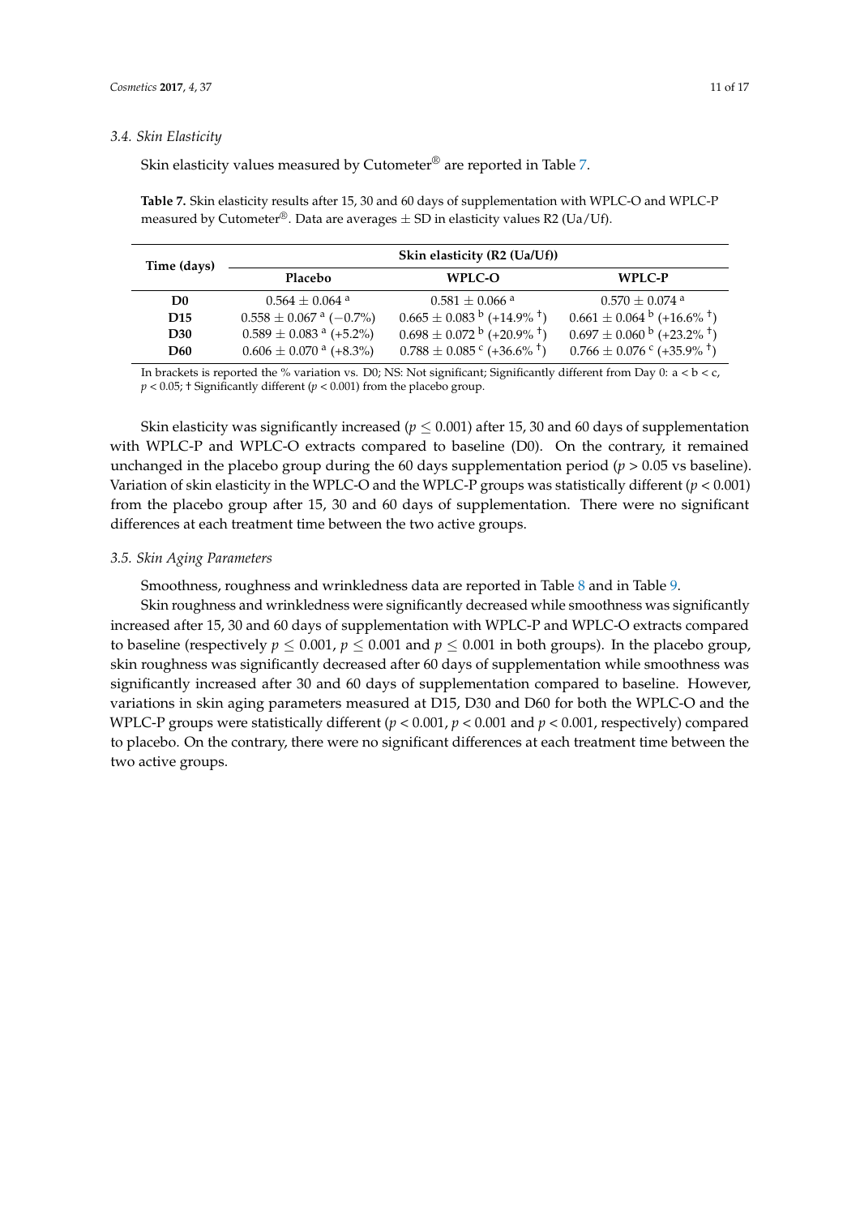### 3.4. Skin Elasticity

Skin elasticity values measured by Cutometer® are reported in Table 7.

**Table 7.** Skin elasticity results after 15, 30 and 60 days of supplementation with WPLC-O and WPLC-P measured by Cutometer®. Data are averages ± SD in elasticity values R2 (Ua/Uf).

| Time (days) | Skin elasticity (R2 (Ua/Uf)) | | |
|---|---|---|---|
| | Placebo | WPLC-O | WPLC-P |
| **D0** | $0.564 \pm 0.064$ $^{a}$ | $0.581 \pm 0.066$ $^{a}$ | $0.570 \pm 0.074$ $^{a}$ |
| **D15** | $0.558 \pm 0.067$ $^{a}$ (−0.7%) | $0.665 \pm 0.083$ $^{b}$ (+14.9% $^{\dagger}$) | $0.661 \pm 0.064$ $^{b}$ (+16.6% $^{\dagger}$) |
| **D30** | $0.589 \pm 0.083$ $^{a}$ (+5.2%) | $0.698 \pm 0.072$ $^{b}$ (+20.9% $^{\dagger}$) | $0.697 \pm 0.060$ $^{b}$ (+23.2% $^{\dagger}$) |
| **D60** | $0.606 \pm 0.070$ $^{a}$ (+8.3%) | $0.788 \pm 0.085$ $^{c}$ (+36.6% $^{\dagger}$) | $0.766 \pm 0.076$ $^{c}$ (+35.9% $^{\dagger}$) |

In brackets is reported the % variation vs. D0; NS: Not significant; Significantly different from Day 0: a < b < c, $p < 0.05$; † Significantly different ($p < 0.001$) from the placebo group.

Skin elasticity was significantly increased ($p \leq 0.001$) after 15, 30 and 60 days of supplementation with WPLC-P and WPLC-O extracts compared to baseline (D0). On the contrary, it remained unchanged in the placebo group during the 60 days supplementation period ($p > 0.05$ vs baseline). Variation of skin elasticity in the WPLC-O and the WPLC-P groups was statistically different ($p < 0.001$) from the placebo group after 15, 30 and 60 days of supplementation. There were no significant differences at each treatment time between the two active groups.

### 3.5. Skin Aging Parameters

Smoothness, roughness and wrinkledness data are reported in Table 8 and in Table 9.

Skin roughness and wrinkledness were significantly decreased while smoothness was significantly increased after 15, 30 and 60 days of supplementation with WPLC-P and WPLC-O extracts compared to baseline (respectively $p \leq 0.001$, $p \leq 0.001$ and $p \leq 0.001$ in both groups). In the placebo group, skin roughness was significantly decreased after 60 days of supplementation while smoothness was significantly increased after 30 and 60 days of supplementation compared to baseline. However, variations in skin aging parameters measured at D15, D30 and D60 for both the WPLC-O and the WPLC-P groups were statistically different ($p < 0.001$, $p < 0.001$ and $p < 0.001$, respectively) compared to placebo. On the contrary, there were no significant differences at each treatment time between the two active groups.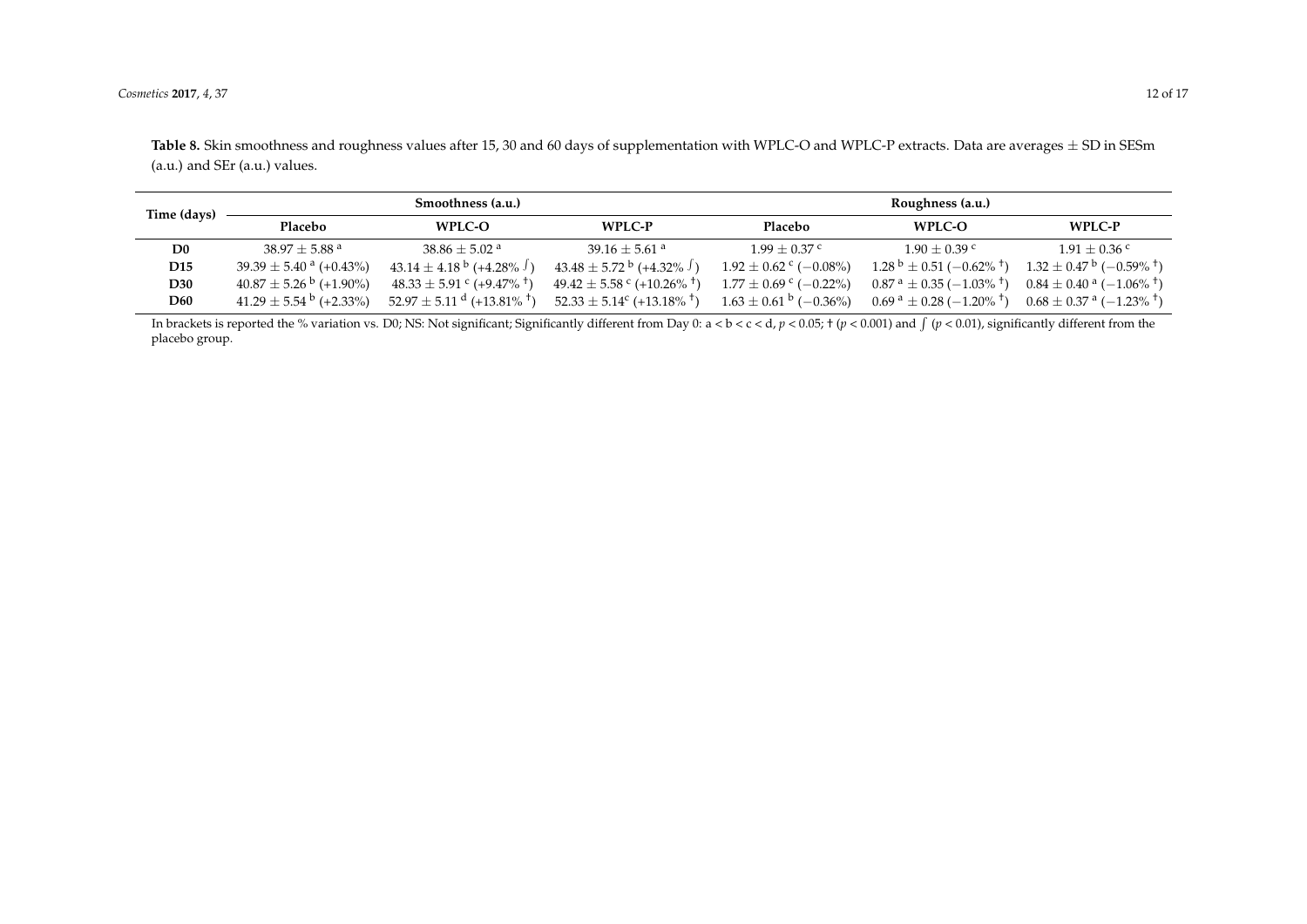**Table 8.** Skin smoothness and roughness values after 15, 30 and 60 days of supplementation with WPLC-O and WPLC-P extracts. Data are averages ± SD in SESm (a.u.) and SEr (a.u.) values.

| Time (days) | Smoothness (a.u.) | | | Roughness (a.u.) | | |
|---|---|---|---|---|---|---|
| | Placebo | WPLC-O | WPLC-P | Placebo | WPLC-O | WPLC-P |
| **D0** | 38.97 ± 5.88 $^{a}$ | 38.86 ± 5.02 $^{a}$ | 39.16 ± 5.61 $^{a}$ | 1.99 ± 0.37 $^{c}$ | 1.90 ± 0.39 $^{c}$ | 1.91 ± 0.36 $^{c}$ |
| **D15** | 39.39 ± 5.40 $^{a}$ (+0.43%) | 43.14 ± 4.18 $^{b}$ (+4.28% $^{\int}$) | 43.48 ± 5.72 $^{b}$ (+4.32% $^{\int}$) | 1.92 ± 0.62 $^{c}$ (−0.08%) | 1.28 $^{b}$ ± 0.51 (−0.62% $^{\dagger}$) | 1.32 ± 0.47 $^{b}$ (−0.59% $^{\dagger}$) |
| **D30** | 40.87 ± 5.26 $^{b}$ (+1.90%) | 48.33 ± 5.91 $^{c}$ (+9.47% $^{\dagger}$) | 49.42 ± 5.58 $^{c}$ (+10.26% $^{\dagger}$) | 1.77 ± 0.69 $^{c}$ (−0.22%) | 0.87 $^{a}$ ± 0.35 (−1.03% $^{\dagger}$) | 0.84 ± 0.40 $^{a}$ (−1.06% $^{\dagger}$) |
| **D60** | 41.29 ± 5.54 $^{b}$ (+2.33%) | 52.97 ± 5.11 $^{d}$ (+13.81% $^{\dagger}$) | 52.33 ± 5.14 $^{c}$ (+13.18% $^{\dagger}$) | 1.63 ± 0.61 $^{b}$ (−0.36%) | 0.69 $^{a}$ ± 0.28 (−1.20% $^{\dagger}$) | 0.68 ± 0.37 $^{a}$ (−1.23% $^{\dagger}$) |

In brackets is reported the % variation vs. D0; NS: Not significant; Significantly different from Day 0: a < b < c < d, $p < 0.05$; † ($p < 0.001$) and $\int$ ($p < 0.01$), significantly different from the placebo group.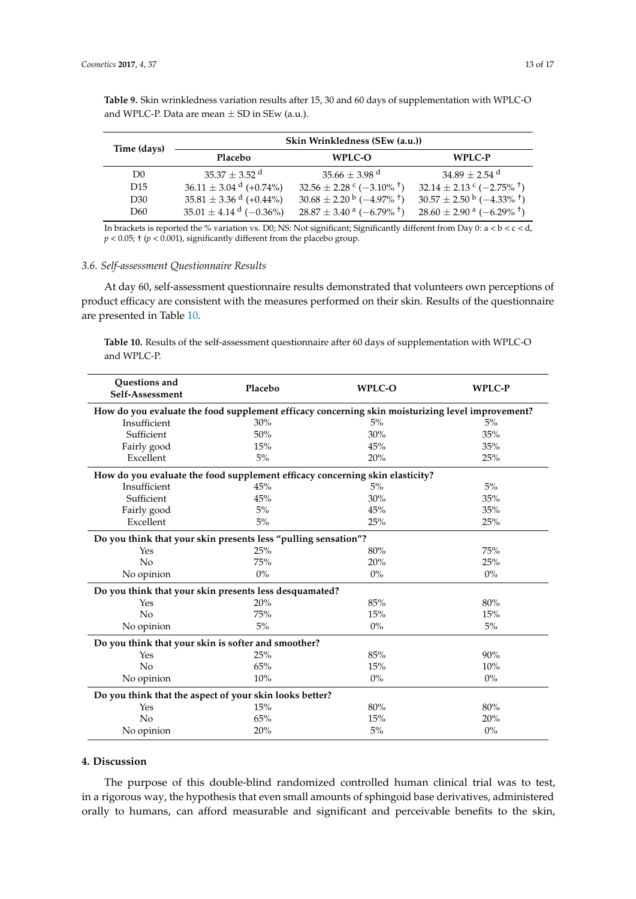**Table 9.** Skin wrinkledness variation results after 15, 30 and 60 days of supplementation with WPLC-O and WPLC-P. Data are mean ± SD in SEw (a.u.).

| Time (days) | Skin Wrinkledness (SEw (a.u.)) | | |
|---|---|---|---|
| | Placebo | WPLC-O | WPLC-P |
| D0 | $35.37 \pm 3.52^{d}$ | $35.66 \pm 3.98^{d}$ | $34.89 \pm 2.54^{d}$ |
| D15 | $36.11 \pm 3.04^{d}$ (+0.74%) | $32.56 \pm 2.28^{c}$ (−3.10% $^{\dagger}$) | $32.14 \pm 2.13^{c}$ (−2.75% $^{\dagger}$) |
| D30 | $35.81 \pm 3.36^{d}$ (+0.44%) | $30.68 \pm 2.20^{b}$ (−4.97% $^{\dagger}$) | $30.57 \pm 2.50^{b}$ (−4.33% $^{\dagger}$) |
| D60 | $35.01 \pm 4.14^{d}$ (−0.36%) | $28.87 \pm 3.40^{a}$ (−6.79% $^{\dagger}$) | $28.60 \pm 2.90^{a}$ (−6.29% $^{\dagger}$) |

In brackets is reported the % variation vs. D0; NS: Not significant; Significantly different from Day 0: a < b < c < d, $p < 0.05$; † ($p < 0.001$), significantly different from the placebo group.

### 3.6. Self-assessment Questionnaire Results

At day 60, self-assessment questionnaire results demonstrated that volunteers own perceptions of product efficacy are consistent with the measures performed on their skin. Results of the questionnaire are presented in Table 10.

**Table 10.** Results of the self-assessment questionnaire after 60 days of supplementation with WPLC-O and WPLC-P.

| Questions and Self-Assessment | Placebo | WPLC-O | WPLC-P |
|---|---|---|---|
| **How do you evaluate the food supplement efficacy concerning skin moisturizing level improvement?** | | | |
| Insufficient | 30% | 5% | 5% |
| Sufficient | 50% | 30% | 35% |
| Fairly good | 15% | 45% | 35% |
| Excellent | 5% | 20% | 25% |
| **How do you evaluate the food supplement efficacy concerning skin elasticity?** | | | |
| Insufficient | 45% | 5% | 5% |
| Sufficient | 45% | 30% | 35% |
| Fairly good | 5% | 45% | 35% |
| Excellent | 5% | 25% | 25% |
| **Do you think that your skin presents less "pulling sensation"?** | | | |
| Yes | 25% | 80% | 75% |
| No | 75% | 20% | 25% |
| No opinion | 0% | 0% | 0% |
| **Do you think that your skin presents less desquamated?** | | | |
| Yes | 20% | 85% | 80% |
| No | 75% | 15% | 15% |
| No opinion | 5% | 0% | 5% |
| **Do you think that your skin is softer and smoother?** | | | |
| Yes | 25% | 85% | 90% |
| No | 65% | 15% | 10% |
| No opinion | 10% | 0% | 0% |
| **Do you think that the aspect of your skin looks better?** | | | |
| Yes | 15% | 80% | 80% |
| No | 65% | 15% | 20% |
| No opinion | 20% | 5% | 0% |

## 4. Discussion

The purpose of this double-blind randomized controlled human clinical trial was to test, in a rigorous way, the hypothesis that even small amounts of sphingoid base derivatives, administered orally to humans, can afford measurable and significant and perceivable benefits to the skin,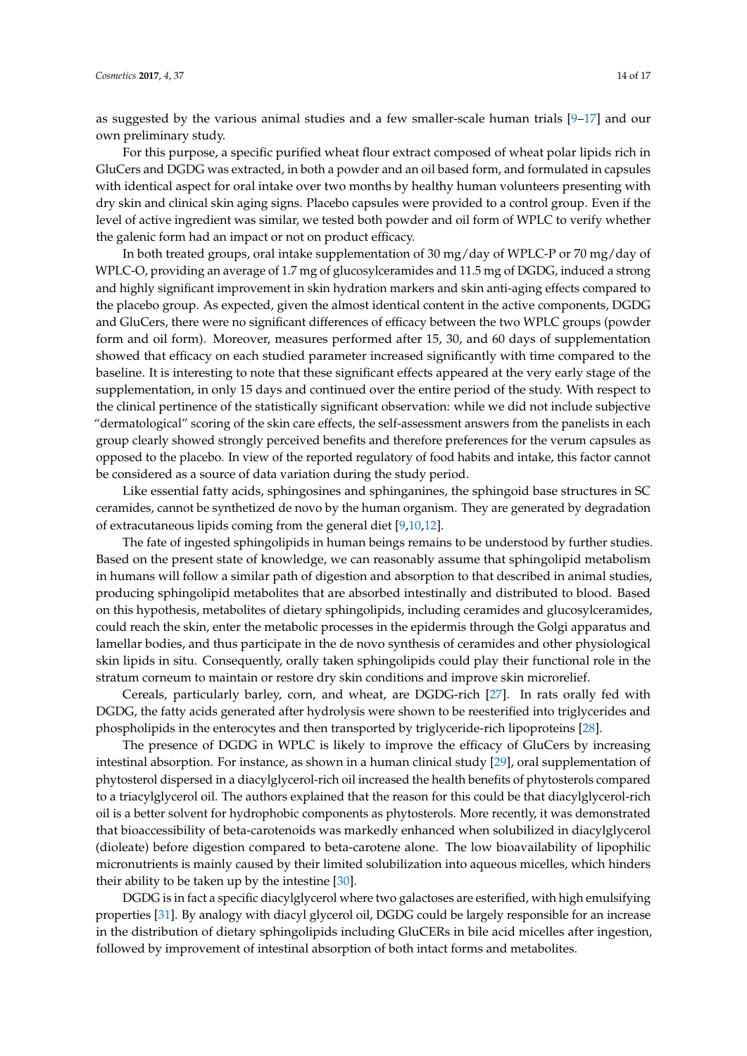as suggested by the various animal studies and a few smaller-scale human trials [9–17] and our own preliminary study.

For this purpose, a specific purified wheat flour extract composed of wheat polar lipids rich in GluCers and DGDG was extracted, in both a powder and an oil based form, and formulated in capsules with identical aspect for oral intake over two months by healthy human volunteers presenting with dry skin and clinical skin aging signs. Placebo capsules were provided to a control group. Even if the level of active ingredient was similar, we tested both powder and oil form of WPLC to verify whether the galenic form had an impact or not on product efficacy.

In both treated groups, oral intake supplementation of 30 mg/day of WPLC-P or 70 mg/day of WPLC-O, providing an average of 1.7 mg of glucosylceramides and 11.5 mg of DGDG, induced a strong and highly significant improvement in skin hydration markers and skin anti-aging effects compared to the placebo group. As expected, given the almost identical content in the active components, DGDG and GluCers, there were no significant differences of efficacy between the two WPLC groups (powder form and oil form). Moreover, measures performed after 15, 30, and 60 days of supplementation showed that efficacy on each studied parameter increased significantly with time compared to the baseline. It is interesting to note that these significant effects appeared at the very early stage of the supplementation, in only 15 days and continued over the entire period of the study. With respect to the clinical pertinence of the statistically significant observation: while we did not include subjective "dermatological" scoring of the skin care effects, the self-assessment answers from the panelists in each group clearly showed strongly perceived benefits and therefore preferences for the verum capsules as opposed to the placebo. In view of the reported regulatory of food habits and intake, this factor cannot be considered as a source of data variation during the study period.

Like essential fatty acids, sphingosines and sphinganines, the sphingoid base structures in SC ceramides, cannot be synthetized de novo by the human organism. They are generated by degradation of extracutaneous lipids coming from the general diet [9,10,12].

The fate of ingested sphingolipids in human beings remains to be understood by further studies. Based on the present state of knowledge, we can reasonably assume that sphingolipid metabolism in humans will follow a similar path of digestion and absorption to that described in animal studies, producing sphingolipid metabolites that are absorbed intestinally and distributed to blood. Based on this hypothesis, metabolites of dietary sphingolipids, including ceramides and glucosylceramides, could reach the skin, enter the metabolic processes in the epidermis through the Golgi apparatus and lamellar bodies, and thus participate in the de novo synthesis of ceramides and other physiological skin lipids in situ. Consequently, orally taken sphingolipids could play their functional role in the stratum corneum to maintain or restore dry skin conditions and improve skin microrelief.

Cereals, particularly barley, corn, and wheat, are DGDG-rich [27]. In rats orally fed with DGDG, the fatty acids generated after hydrolysis were shown to be reesterified into triglycerides and phospholipids in the enterocytes and then transported by triglyceride-rich lipoproteins [28].

The presence of DGDG in WPLC is likely to improve the efficacy of GluCers by increasing intestinal absorption. For instance, as shown in a human clinical study [29], oral supplementation of phytosterol dispersed in a diacylglycerol-rich oil increased the health benefits of phytosterols compared to a triacylglycerol oil. The authors explained that the reason for this could be that diacylglycerol-rich oil is a better solvent for hydrophobic components as phytosterols. More recently, it was demonstrated that bioaccessibility of beta-carotenoids was markedly enhanced when solubilized in diacylglycerol (dioleate) before digestion compared to beta-carotene alone. The low bioavailability of lipophilic micronutrients is mainly caused by their limited solubilization into aqueous micelles, which hinders their ability to be taken up by the intestine [30].

DGDG is in fact a specific diacylglycerol where two galactoses are esterified, with high emulsifying properties [31]. By analogy with diacyl glycerol oil, DGDG could be largely responsible for an increase in the distribution of dietary sphingolipids including GluCERs in bile acid micelles after ingestion, followed by improvement of intestinal absorption of both intact forms and metabolites.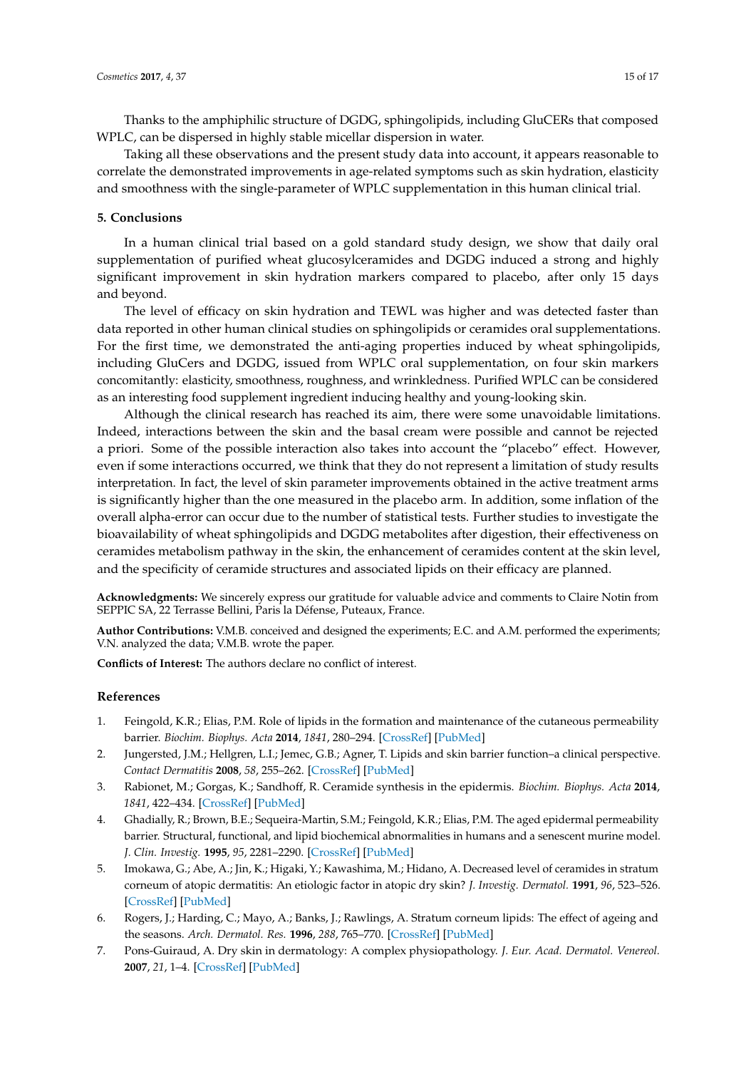Thanks to the amphiphilic structure of DGDG, sphingolipids, including GluCERs that composed WPLC, can be dispersed in highly stable micellar dispersion in water.

Taking all these observations and the present study data into account, it appears reasonable to correlate the demonstrated improvements in age-related symptoms such as skin hydration, elasticity and smoothness with the single-parameter of WPLC supplementation in this human clinical trial.

## 5. Conclusions

In a human clinical trial based on a gold standard study design, we show that daily oral supplementation of purified wheat glucosylceramides and DGDG induced a strong and highly significant improvement in skin hydration markers compared to placebo, after only 15 days and beyond.

The level of efficacy on skin hydration and TEWL was higher and was detected faster than data reported in other human clinical studies on sphingolipids or ceramides oral supplementations. For the first time, we demonstrated the anti-aging properties induced by wheat sphingolipids, including GluCers and DGDG, issued from WPLC oral supplementation, on four skin markers concomitantly: elasticity, smoothness, roughness, and wrinkledness. Purified WPLC can be considered as an interesting food supplement ingredient inducing healthy and young-looking skin.

Although the clinical research has reached its aim, there were some unavoidable limitations. Indeed, interactions between the skin and the basal cream were possible and cannot be rejected a priori. Some of the possible interaction also takes into account the "placebo" effect. However, even if some interactions occurred, we think that they do not represent a limitation of study results interpretation. In fact, the level of skin parameter improvements obtained in the active treatment arms is significantly higher than the one measured in the placebo arm. In addition, some inflation of the overall alpha-error can occur due to the number of statistical tests. Further studies to investigate the bioavailability of wheat sphingolipids and DGDG metabolites after digestion, their effectiveness on ceramides metabolism pathway in the skin, the enhancement of ceramides content at the skin level, and the specificity of ceramide structures and associated lipids on their efficacy are planned.

**Acknowledgments:** We sincerely express our gratitude for valuable advice and comments to Claire Notin from SEPPIC SA, 22 Terrasse Bellini, Paris la Défense, Puteaux, France.

**Author Contributions:** V.M.B. conceived and designed the experiments; E.C. and A.M. performed the experiments; V.N. analyzed the data; V.M.B. wrote the paper.

**Conflicts of Interest:** The authors declare no conflict of interest.

## References

1. Feingold, K.R.; Elias, P.M. Role of lipids in the formation and maintenance of the cutaneous permeability barrier. *Biochim. Biophys. Acta* **2014**, *1841*, 280–294. [CrossRef] [PubMed]
2. Jungersted, J.M.; Hellgren, L.I.; Jemec, G.B.; Agner, T. Lipids and skin barrier function–a clinical perspective. *Contact Dermatitis* **2008**, *58*, 255–262. [CrossRef] [PubMed]
3. Rabionet, M.; Gorgas, K.; Sandhoff, R. Ceramide synthesis in the epidermis. *Biochim. Biophys. Acta* **2014**, *1841*, 422–434. [CrossRef] [PubMed]
4. Ghadially, R.; Brown, B.E.; Sequeira-Martin, S.M.; Feingold, K.R.; Elias, P.M. The aged epidermal permeability barrier. Structural, functional, and lipid biochemical abnormalities in humans and a senescent murine model. *J. Clin. Investig.* **1995**, *95*, 2281–2290. [CrossRef] [PubMed]
5. Imokawa, G.; Abe, A.; Jin, K.; Higaki, Y.; Kawashima, M.; Hidano, A. Decreased level of ceramides in stratum corneum of atopic dermatitis: An etiologic factor in atopic dry skin? *J. Investig. Dermatol.* **1991**, *96*, 523–526. [CrossRef] [PubMed]
6. Rogers, J.; Harding, C.; Mayo, A.; Banks, J.; Rawlings, A. Stratum corneum lipids: The effect of ageing and the seasons. *Arch. Dermatol. Res.* **1996**, *288*, 765–770. [CrossRef] [PubMed]
7. Pons-Guiraud, A. Dry skin in dermatology: A complex physiopathology. *J. Eur. Acad. Dermatol. Venereol.* **2007**, *21*, 1–4. [CrossRef] [PubMed]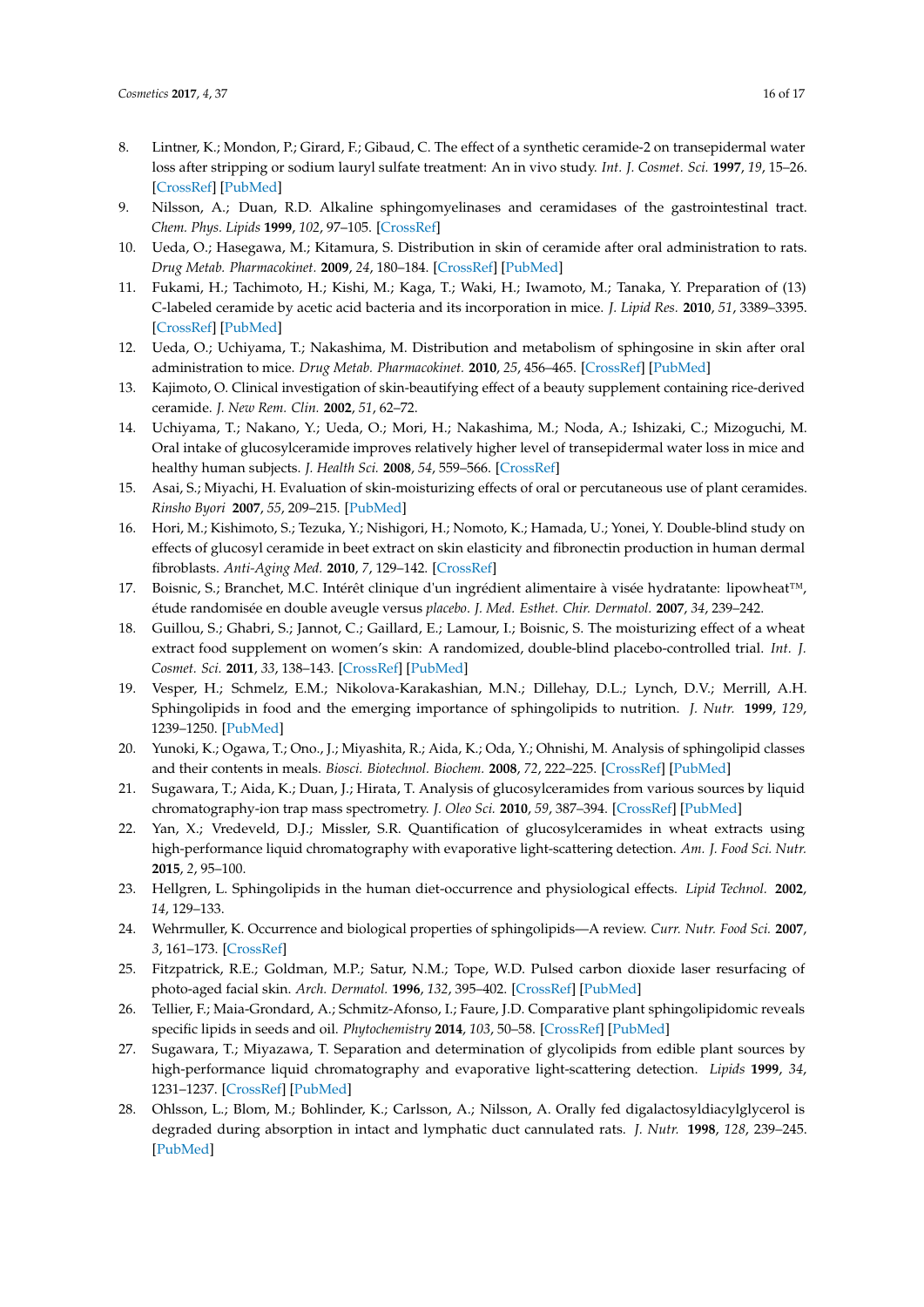8. Lintner, K.; Mondon, P.; Girard, F.; Gibaud, C. The effect of a synthetic ceramide-2 on transepidermal water loss after stripping or sodium lauryl sulfate treatment: An in vivo study. *Int. J. Cosmet. Sci.* **1997**, *19*, 15–26. [CrossRef] [PubMed]
9. Nilsson, A.; Duan, R.D. Alkaline sphingomyelinases and ceramidases of the gastrointestinal tract. *Chem. Phys. Lipids* **1999**, *102*, 97–105. [CrossRef]
10. Ueda, O.; Hasegawa, M.; Kitamura, S. Distribution in skin of ceramide after oral administration to rats. *Drug Metab. Pharmacokinet.* **2009**, *24*, 180–184. [CrossRef] [PubMed]
11. Fukami, H.; Tachimoto, H.; Kishi, M.; Kaga, T.; Waki, H.; Iwamoto, M.; Tanaka, Y. Preparation of (13) C-labeled ceramide by acetic acid bacteria and its incorporation in mice. *J. Lipid Res.* **2010**, *51*, 3389–3395. [CrossRef] [PubMed]
12. Ueda, O.; Uchiyama, T.; Nakashima, M. Distribution and metabolism of sphingosine in skin after oral administration to mice. *Drug Metab. Pharmacokinet.* **2010**, *25*, 456–465. [CrossRef] [PubMed]
13. Kajimoto, O. Clinical investigation of skin-beautifying effect of a beauty supplement containing rice-derived ceramide. *J. New Rem. Clin.* **2002**, *51*, 62–72.
14. Uchiyama, T.; Nakano, Y.; Ueda, O.; Mori, H.; Nakashima, M.; Noda, A.; Ishizaki, C.; Mizoguchi, M. Oral intake of glucosylceramide improves relatively higher level of transepidermal water loss in mice and healthy human subjects. *J. Health Sci.* **2008**, *54*, 559–566. [CrossRef]
15. Asai, S.; Miyachi, H. Evaluation of skin-moisturizing effects of oral or percutaneous use of plant ceramides. *Rinsho Byori* **2007**, *55*, 209–215. [PubMed]
16. Hori, M.; Kishimoto, S.; Tezuka, Y.; Nishigori, H.; Nomoto, K.; Hamada, U.; Yonei, Y. Double-blind study on effects of glucosyl ceramide in beet extract on skin elasticity and fibronectin production in human dermal fibroblasts. *Anti-Aging Med.* **2010**, *7*, 129–142. [CrossRef]
17. Boisnic, S.; Branchet, M.C. Intérêt clinique d'un ingrédient alimentaire à visée hydratante: lipowheat™, étude randomisée en double aveugle versus *placebo*. *J. Med. Esthet. Chir. Dermatol.* **2007**, *34*, 239–242.
18. Guillou, S.; Ghabri, S.; Jannot, C.; Gaillard, E.; Lamour, I.; Boisnic, S. The moisturizing effect of a wheat extract food supplement on women's skin: A randomized, double-blind placebo-controlled trial. *Int. J. Cosmet. Sci.* **2011**, *33*, 138–143. [CrossRef] [PubMed]
19. Vesper, H.; Schmelz, E.M.; Nikolova-Karakashian, M.N.; Dillehay, D.L.; Lynch, D.V.; Merrill, A.H. Sphingolipids in food and the emerging importance of sphingolipids to nutrition. *J. Nutr.* **1999**, *129*, 1239–1250. [PubMed]
20. Yunoki, K.; Ogawa, T.; Ono., J.; Miyashita, R.; Aida, K.; Oda, Y.; Ohnishi, M. Analysis of sphingolipid classes and their contents in meals. *Biosci. Biotechnol. Biochem.* **2008**, *72*, 222–225. [CrossRef] [PubMed]
21. Sugawara, T.; Aida, K.; Duan, J.; Hirata, T. Analysis of glucosylceramides from various sources by liquid chromatography-ion trap mass spectrometry. *J. Oleo Sci.* **2010**, *59*, 387–394. [CrossRef] [PubMed]
22. Yan, X.; Vredeveld, D.J.; Missler, S.R. Quantification of glucosylceramides in wheat extracts using high-performance liquid chromatography with evaporative light-scattering detection. *Am. J. Food Sci. Nutr.* **2015**, *2*, 95–100.
23. Hellgren, L. Sphingolipids in the human diet-occurrence and physiological effects. *Lipid Technol.* **2002**, *14*, 129–133.
24. Wehrmuller, K. Occurrence and biological properties of sphingolipids—A review. *Curr. Nutr. Food Sci.* **2007**, *3*, 161–173. [CrossRef]
25. Fitzpatrick, R.E.; Goldman, M.P.; Satur, N.M.; Tope, W.D. Pulsed carbon dioxide laser resurfacing of photo-aged facial skin. *Arch. Dermatol.* **1996**, *132*, 395–402. [CrossRef] [PubMed]
26. Tellier, F.; Maia-Grondard, A.; Schmitz-Afonso, I.; Faure, J.D. Comparative plant sphingolipidomic reveals specific lipids in seeds and oil. *Phytochemistry* **2014**, *103*, 50–58. [CrossRef] [PubMed]
27. Sugawara, T.; Miyazawa, T. Separation and determination of glycolipids from edible plant sources by high-performance liquid chromatography and evaporative light-scattering detection. *Lipids* **1999**, *34*, 1231–1237. [CrossRef] [PubMed]
28. Ohlsson, L.; Blom, M.; Bohlinder, K.; Carlsson, A.; Nilsson, A. Orally fed digalactosyldiacylglycerol is degraded during absorption in intact and lymphatic duct cannulated rats. *J. Nutr.* **1998**, *128*, 239–245. [PubMed]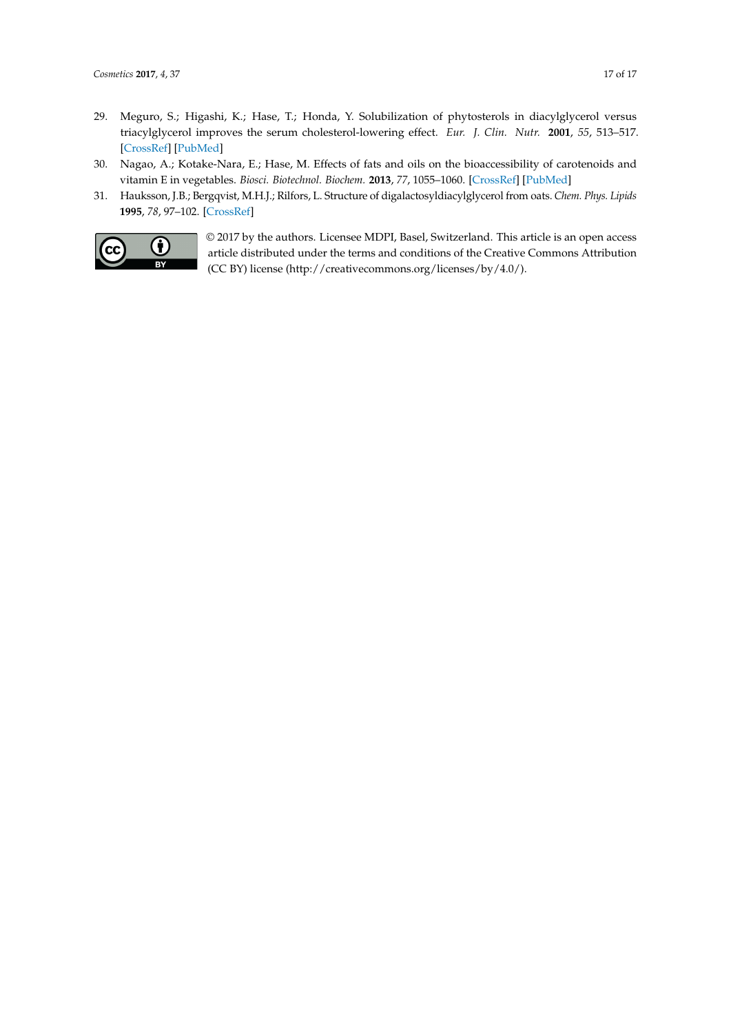29. Meguro, S.; Higashi, K.; Hase, T.; Honda, Y. Solubilization of phytosterols in diacylglycerol versus triacylglycerol improves the serum cholesterol-lowering effect. *Eur. J. Clin. Nutr.* **2001**, *55*, 513–517. [CrossRef] [PubMed]
30. Nagao, A.; Kotake-Nara, E.; Hase, M. Effects of fats and oils on the bioaccessibility of carotenoids and vitamin E in vegetables. *Biosci. Biotechnol. Biochem.* **2013**, *77*, 1055–1060. [CrossRef] [PubMed]
31. Hauksson, J.B.; Bergqvist, M.H.J.; Rilfors, L. Structure of digalactosyldiacylglycerol from oats. *Chem. Phys. Lipids* **1995**, *78*, 97–102. [CrossRef]

© 2017 by the authors. Licensee MDPI, Basel, Switzerland. This article is an open access article distributed under the terms and conditions of the Creative Commons Attribution (CC BY) license (http://creativecommons.org/licenses/by/4.0/).